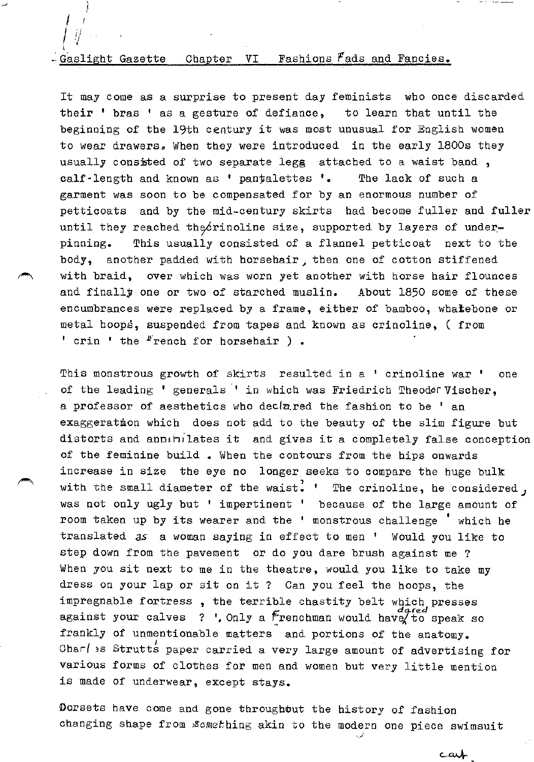# Gaslight Gazette Chapter VI Fashions Fads and Fancies.

It may come as a surprise to present day feminists who once discarded their ' bras ' as a gesture of defiance, to learn that until the beginning of the 19th century it was most unusual for English women to wear drawers. When they were introduced in the early 1800s they usually consisted of two separate legs attached to a waist band, calf-length and known as ' pantalettes '. The lack of such a garment was soon to be compensated for by an enormous number of petticoats and by the mid-century skirts had become fuller and fuller until they reached the crinoline size, supported by layers of under-pinning. This usually consisted of a flannel petticoat next to the body, another padded with horsehair, then one of cotton stiffened with braid, over which was worn yet another with horse hair flounces and finally one or two of starched muslin. About 1850 some of these encumbrances were replaced by a frame, either of bamboo, whalebone or metal hoops, suspended from tapes and known as crinoline, ( from ' crin ' the French for horsehair ).

This monstrous growth of skirts resulted in a ' crinoline war ' one of the leading ' generals ' in which was Friedrich Theodor Vischer, a professor of aesthetics who declared the fashion to be ' an exaggeration which does not add to the beauty of the slim figure but distorts and annihilates it and gives it a completely false conception of the feminine build . When the contours from the hips onwards increase in size the eye no longer seeks to compare the huge bulk with the small diameter of the waist. ' The crinoline, he considered, was not only ugly but ' impertinent ' because of the large amount of room taken up by its wearer and the ' monstrous challenge ' which he translated as a woman saying in effect to men ' Would you like to step down from the pavement or do you dare brush against me ? When you sit next to me in the theatre, would you like to take my dress on your lap or sit on it ? Can you feel the hoops, the impregnable fortress , the terrible chastity belt which presses against your calves ? '. Only a Frenchman would have dared to speak so frankly of unmentionable matters and portions of the anatomy. Charles Strutt's paper carried a very large amount of advertising for various forms of clothes for men and women but very little mention is made of underwear, except stays.

Corsets have come and gone throughout the history of fashion changing shape from something akin to the modern one piece swimsuit

cont.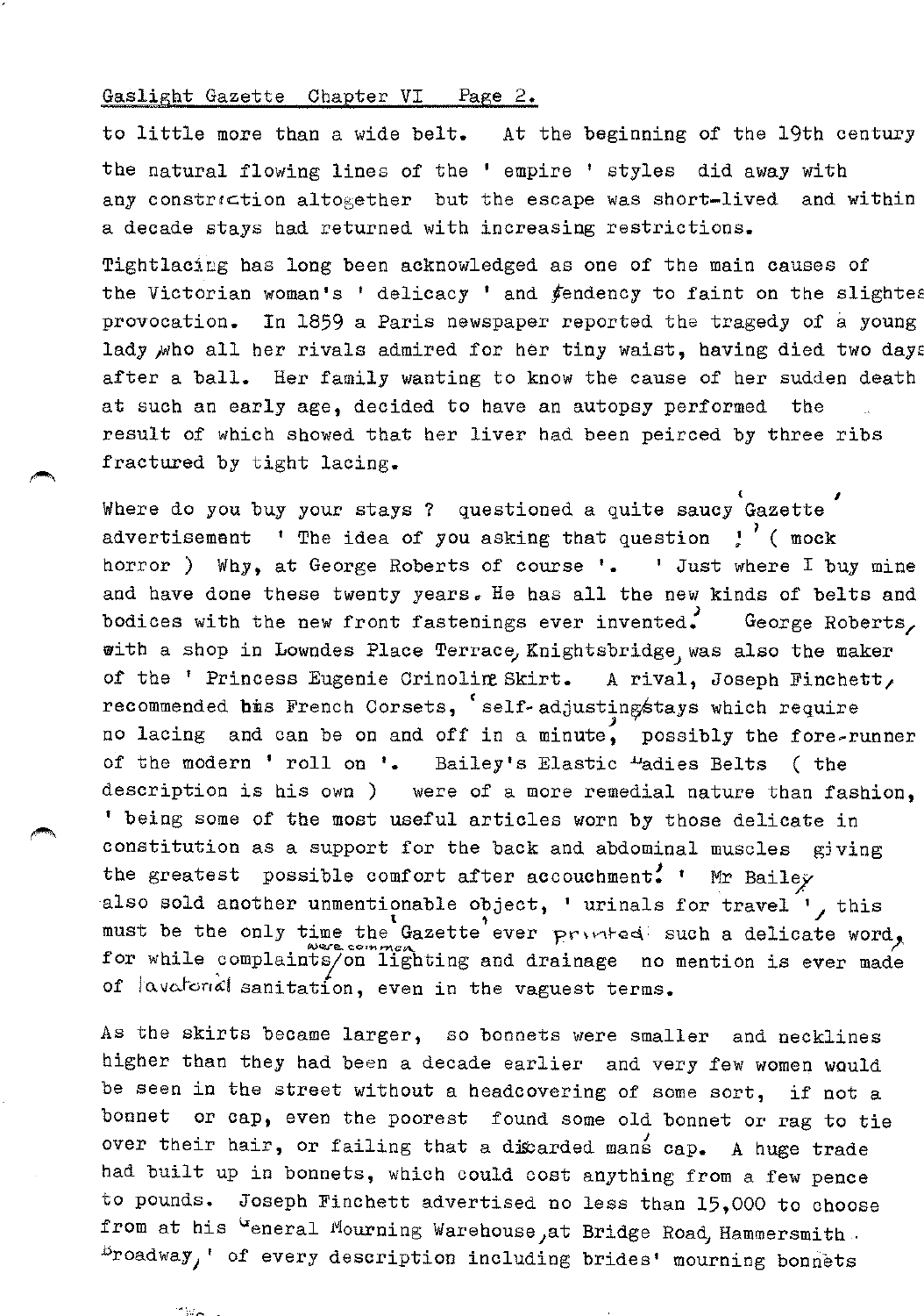to little more than a wide belt. At the beginning of the 19th century the natural flowing lines of the ' empire ' styles did away with any constriction altogether but the escape was short-lived and within a decade stays had returned with increasing restrictions.

Tightlacing has long been acknowledged as one of the main causes of the Victorian woman's ' delicacy ' and tendency to faint on the slightest provocation. In 1859 a Paris newspaper reported the tragedy of a young lady who all her rivals admired for her tiny waist, having died two days after a ball. Her family wanting to know the cause of her sudden death at such an early age, decided to have an autopsy performed the result of which showed that her liver had been peirced by three ribs fractured by tight lacing.

Where do you buy your stays ? questioned a quite saucy 'Gazette' advertisement ' The idea of you asking that question !' ( mock horror ) Why, at George Roberts of course '. ' Just where I buy mine and have done these twenty years. He has all the new kinds of belts and bodices with the new front fastenings ever invented.' George Roberts, with a shop in Lowndes Place Terrace, Knightsbridge, was also the maker of the ' Princess Eugenie Crinoline Skirt. A rival, Joseph Finchett, recommended his French Corsets, 'self-adjusting stays which require no lacing and can be on and off in a minute', possibly the fore-runner of the modern ' roll on '. Bailey's Elastic Ladies Belts ( the description is his own ) were of a more remedial nature than fashion, ' being some of the most useful articles worn by those delicate in constitution as a support for the back and abdominal muscles giving the greatest possible comfort after accouchment.' Mr Bailey also sold another unmentionable object, ' urinals for travel ', this must be the only time the 'Gazette' ever printed such a delicate word, for while complaints were common on lighting and drainage no mention is ever made of lavatorial sanitation, even in the vaguest terms.

As the skirts became larger, so bonnets were smaller and necklines higher than they had been a decade earlier and very few women would be seen in the street without a headcovering of some sort, if not a bonnet or cap, even the poorest found some old bonnet or rag to tie over their hair, or failing that a discarded man's cap. A huge trade had built up in bonnets, which could cost anything from a few pence to pounds. Joseph Finchett advertised no less than 15,000 to choose from at his General Mourning Warehouse, at Bridge Road, Hammersmith Broadway, ' of every description including brides' mourning bonnets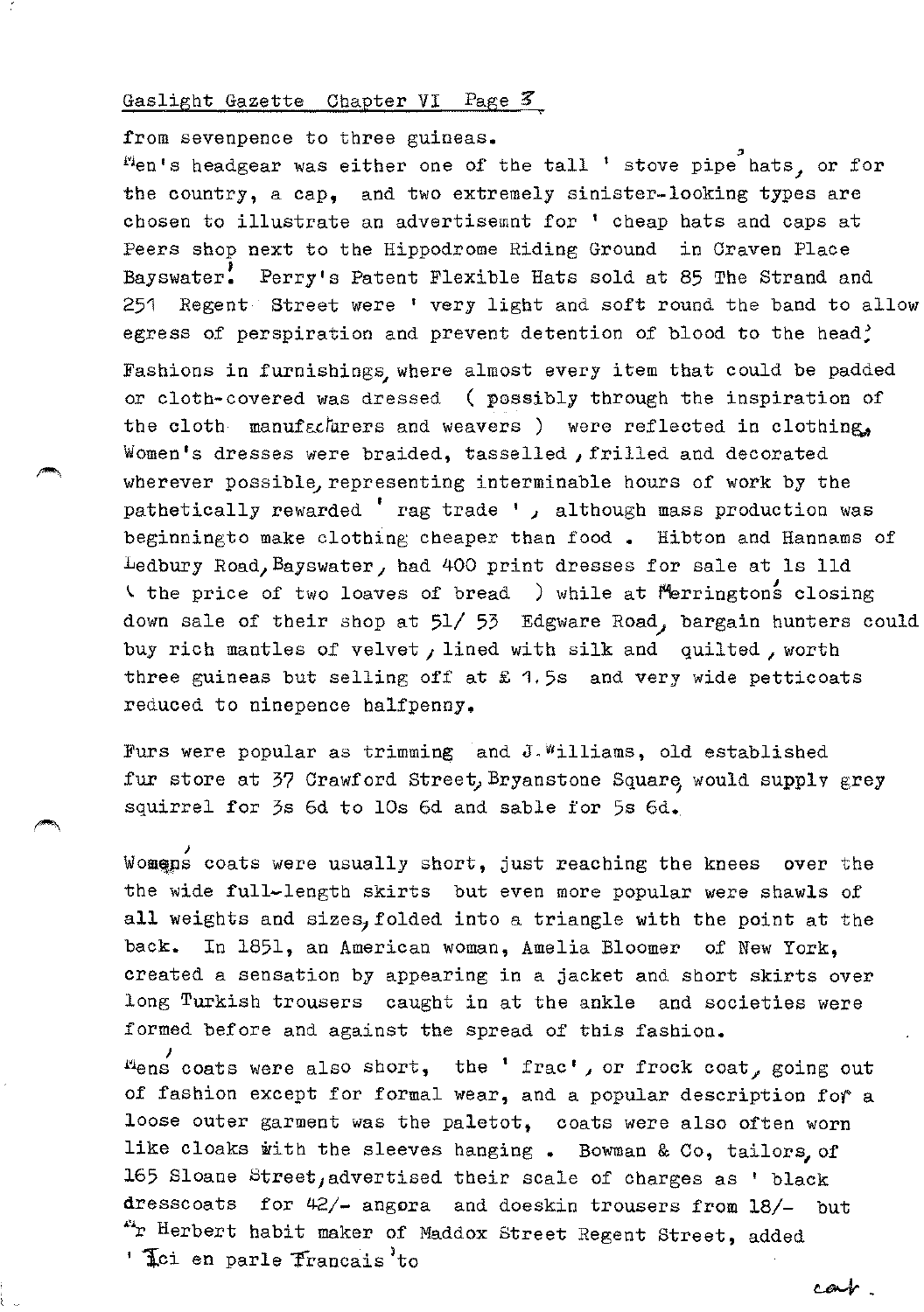from sevenpence to three guineas.

Men's headgear was either one of the tall 'stove pipe hats, or for the country, a cap, and two extremely sinister-looking types are chosen to illustrate an advertisemnt for 'cheap hats and caps at Peers shop next to the Hippodrome Riding Ground in Craven Place Bayswater.' Perry's Patent Flexible Hats sold at 85 The Strand and 251 Regent Street were 'very light and soft round the band to allow egress of perspiration and prevent detention of blood to the head.'

Fashions in furnishings, where almost every item that could be padded or cloth-covered was dressed (possibly through the inspiration of the cloth manufacturers and weavers) were reflected in clothing. Women's dresses were braided, tasselled, frilled and decorated wherever possible, representing interminable hours of work by the pathetically rewarded 'rag trade', although mass production was beginningto make clothing cheaper than food. Hibton and Hannams of Ledbury Road, Bayswater, had 400 print dresses for sale at 1s 11d (the price of two loaves of bread) while at Merringtons closing down sale of their shop at 51/53 Edgware Road, bargain hunters could buy rich mantles of velvet, lined with silk and quilted, worth three guineas but selling off at £ 1.5s and very wide petticoats reduced to ninepence halfpenny.

Furs were popular as trimming and J.Williams, old established fur store at 37 Crawford Street, Bryanstone Square, would supply grey squirrel for 3s 6d to 10s 6d and sable for 5s 6d.

Womens coats were usually short, just reaching the knees over the the wide full-length skirts but even more popular were shawls of all weights and sizes, folded into a triangle with the point at the back. In 1851, an American woman, Amelia Bloomer of New York, created a sensation by appearing in a jacket and short skirts over long Turkish trousers caught in at the ankle and societies were formed before and against the spread of this fashion.

Mens coats were also short, the 'frac', or frock coat, going out of fashion except for formal wear, and a popular description for a loose outer garment was the paletot, coats were also often worn like cloaks with the sleeves hanging. Bowman & Co, tailors, of 165 Sloane Street, advertised their scale of charges as 'black dresscoats for 42/- angora and doeskin trousers from 18/- but Mr Herbert habit maker of Maddox Street Regent Street, added 'Ici en parle Francais' to

cont.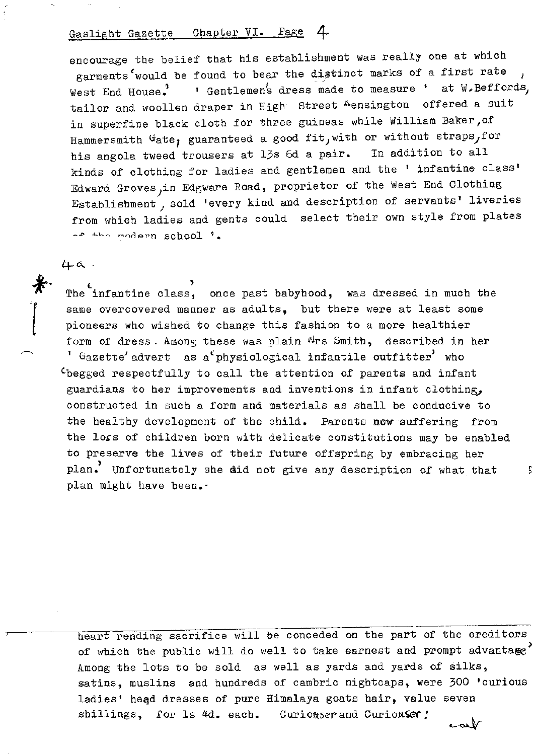encourage the belief that his establishment was really one at which 'garments would be found to bear the distinct marks of a first rate West End House.' 'Gentlemen's dress made to measure' at W.Beffords, tailor and woollen draper in High Street Kensington offered a suit in superfine black cloth for three guineas while William Baker, of Hammersmith Gate, guaranteed a good fit, with or without straps, for his angola tweed trousers at 13s 6d a pair. In addition to all kinds of clothing for ladies and gentlemen and the 'infantine class' Edward Groves, in Edgware Road, proprietor of the West End Clothing Establishment, sold 'every kind and description of servants' liveries from which ladies and gents could select their own style from plates of the modern school'.

4a.

*The 'infantine class', once past babyhood, was dressed in much the same overcovered manner as adults, but there were at least some pioneers who wished to change this fashion to a more healthier form of dress. Among these was plain Mrs Smith, described in her 'Gazette' advert as a 'physiological infantile outfitter' who 'begged respectfully to call the attention of parents and infant guardians to her improvements and inventions in infant clothing, constructed in such a form and materials as shall be conducive to the healthy development of the child. Parents now suffering from the loss of children born with delicate constitutions may be enabled to preserve the lives of their future offspring by embracing her plan.' Unfortunately she did not give any description of what that plan might have been.

---

heart rending sacrifice will be conceded on the part of the creditors of which the public will do well to take earnest and prompt advantage.' Among the lots to be sold as well as yards and yards of silks, satins, muslins and hundreds of cambric nightcaps, were 300 'curious ladies' head dresses of pure Himalaya goats hair, value seven shillings, for 1s 4d. each. Curiouser and Curiouser!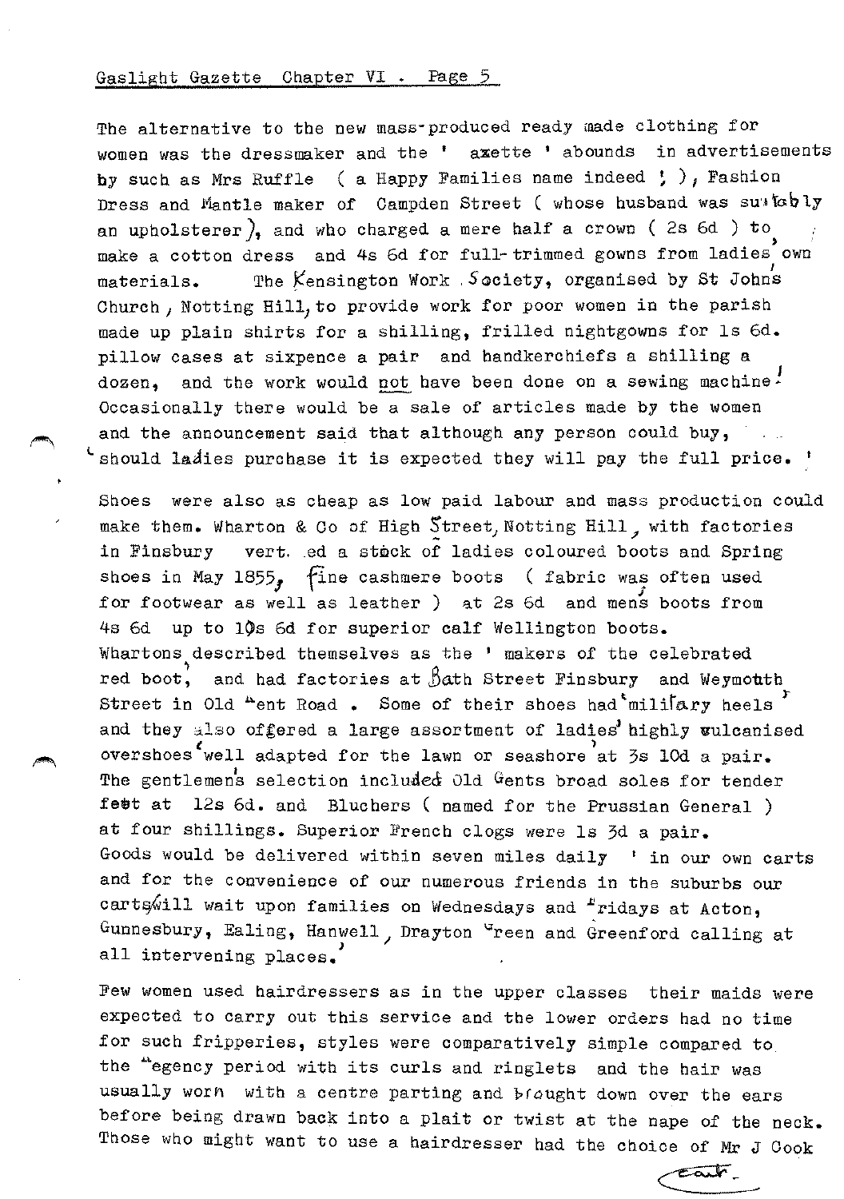The alternative to the new mass-produced ready made clothing for women was the dressmaker and the ' azette ' abounds in advertisements by such as Mrs Ruffle ( a Happy Families name indeed ! ), Fashion Dress and Mantle maker of Campden Street ( whose husband was suitably an upholsterer), and who charged a mere half a crown ( 2s 6d ) to make a cotton dress and 4s 6d for full-trimmed gowns from ladies' own materials. The Kensington Work Society, organised by St Johns Church, Notting Hill, to provide work for poor women in the parish made up plain shirts for a shilling, frilled nightgowns for 1s 6d. pillow cases at sixpence a pair and handkerchiefs a shilling a dozen, and the work would not have been done on a sewing machine! Occasionally there would be a sale of articles made by the women and the announcement said that although any person could buy, 'should ladies purchase it is expected they will pay the full price.'

Shoes were also as cheap as low paid labour and mass production could make them. Wharton & Co of High Street, Notting Hill, with factories in Finsbury vert. ed a stock of ladies coloured boots and Spring shoes in May 1855, fine cashmere boots ( fabric was often used for footwear as well as leather ) at 2s 6d and men's boots from 4s 6d up to 10s 6d for superior calf Wellington boots. Whartons described themselves as the ' makers of the celebrated red boot', and had factories at Bath Street Finsbury and Weymouth Street in Old Kent Road . Some of their shoes had 'military heels' and they also offered a large assortment of ladies' highly vulcanised overshoes 'well adapted for the lawn or seashore' at 3s 10d a pair. The gentlemen's selection included Old Gents broad soles for tender feet at 12s 6d. and Bluchers ( named for the Prussian General ) at four shillings. Superior French clogs were 1s 3d a pair. Goods would be delivered within seven miles daily ' in our own carts and for the convenience of our numerous friends in the suburbs our carts will wait upon families on Wednesdays and Fridays at Acton, Gunnesbury, Ealing, Hanwell, Drayton Green and Greenford calling at all intervening places.'

Few women used hairdressers as in the upper classes their maids were expected to carry out this service and the lower orders had no time for such fripperies, styles were comparatively simple compared to the Regency period with its curls and ringlets and the hair was usually worn with a centre parting and brought down over the ears before being drawn back into a plait or twist at the nape of the neck. Those who might want to use a hairdresser had the choice of Mr J Cook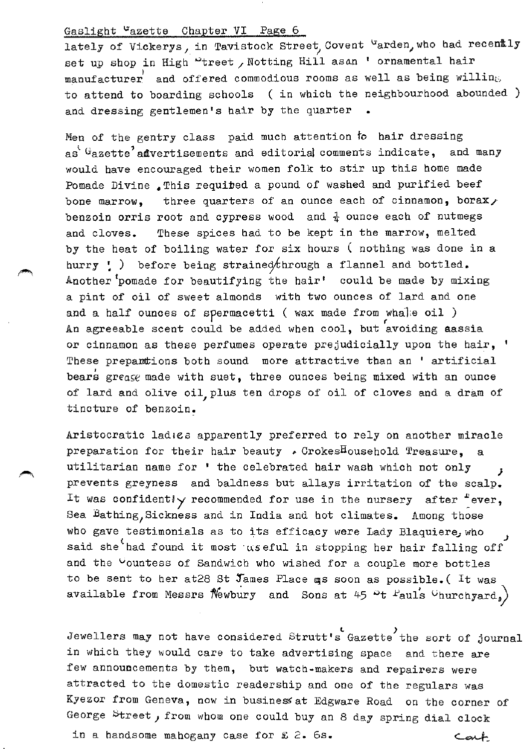lately of Vickerys, in Tavistock Street, Covent Garden, who had recently set up shop in High Street, Notting Hill as an 'ornamental hair manufacturer' and offered commodious rooms as well as being willing to attend to boarding schools ( in which the neighbourhood abounded ) and dressing gentlemen's hair by the quarter .

Men of the gentry class paid much attention to hair dressing as 'Gazette' advertisements and editorial comments indicate, and many would have encouraged their women folk to stir up this home made Pomade Divine. This required a pound of washed and purified beef bone marrow, three quarters of an ounce each of cinnamon, borax, benzoin orris root and cypress wood and ¼ ounce each of nutmegs and cloves. These spices had to be kept in the marrow, melted by the heat of boiling water for six hours ( nothing was done in a hurry ! ) before being strained through a flannel and bottled. Another 'pomade for beautifying the hair' could be made by mixing a pint of oil of sweet almonds with two ounces of lard and one and a half ounces of spermacetti ( wax made from whale oil ) An agreeable scent could be added when cool, but 'avoiding cassia or cinnamon as these perfumes operate prejudicially upon the hair,' These preparations both sound more attractive than an 'artificial bear's grease made with suet, three ounces being mixed with an ounce of lard and olive oil, plus ten drops of oil of cloves and a dram of tincture of benzoin.

Aristocratic ladies apparently preferred to rely on another miracle preparation for their hair beauty. Crokes Household Treasure, a utilitarian name for 'the celebrated hair wash which not only prevents greyness and baldness but allays irritation of the scalp. It was confidently recommended for use in the nursery after Fever, Sea Bathing, Sickness and in India and hot climates. Among those who gave testimonials as to its efficacy were Lady Blaquiere, who said she 'had found it most useful in stopping her hair falling off' and the Countess of Sandwich who wished for a couple more bottles to be sent to her at 28 St James Place as soon as possible. ( It was available from Messrs Newbury and Sons at 45 St Paul's Churchyard. )

Jewellers may not have considered Strutt's 'Gazette' the sort of journal in which they would care to take advertising space and there are few announcements by them, but watch-makers and repairers were attracted to the domestic readership and one of the regulars was Kyezor from Geneva, now in business at Edgware Road on the corner of George Street, from whom one could buy an 8 day spring dial clock in a handsome mahogany case for £ 2. 6s.

Cont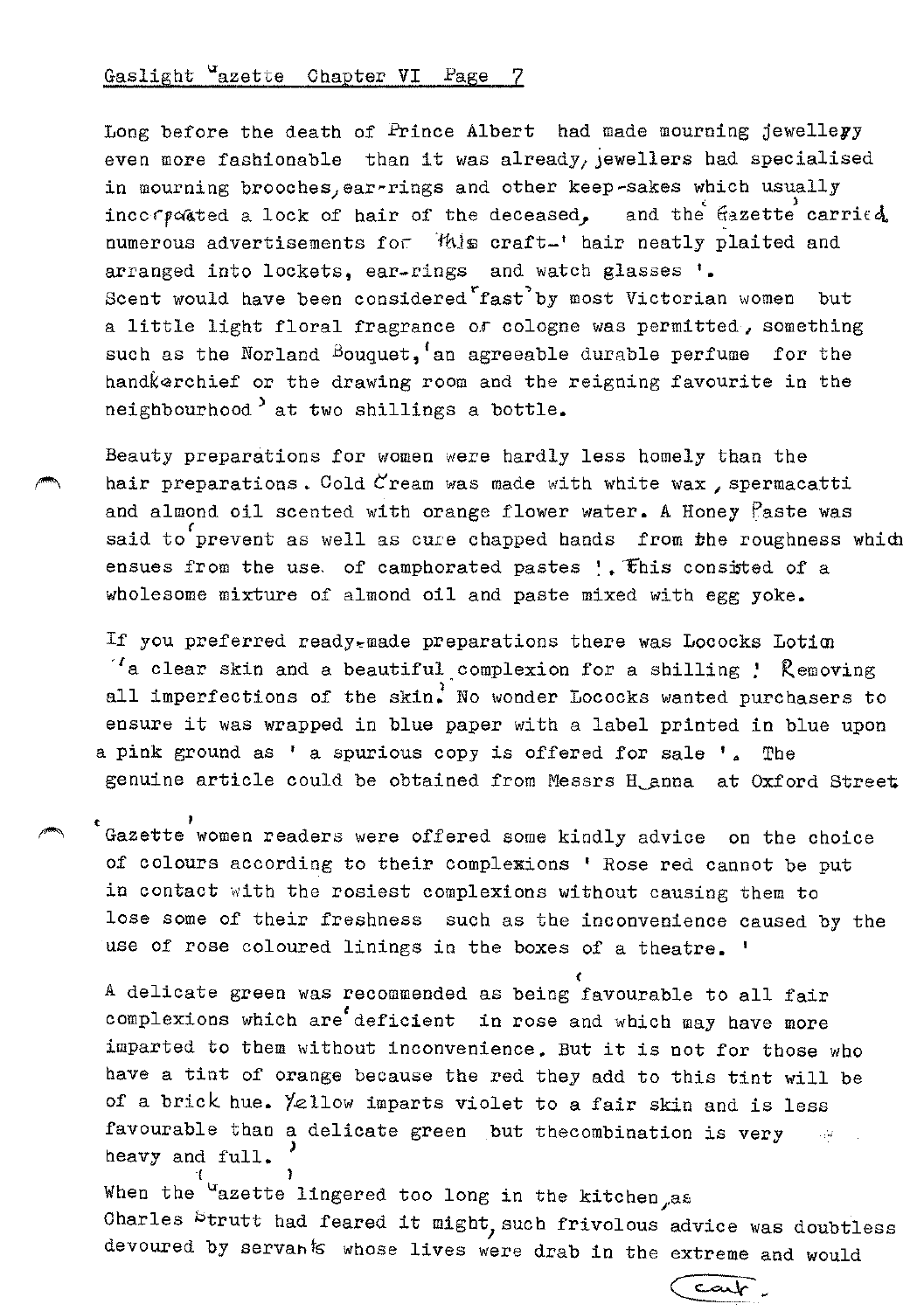Long before the death of Prince Albert had made mourning jewellery even more fashionable than it was already, jewellers had specialised in mourning brooches, ear-rings and other keep-sakes which usually incorporated a lock of hair of the deceased, and the Gazette carried numerous advertisements for this craft- ' hair neatly plaited and arranged into lockets, ear-rings and watch glasses '.
Scent would have been considered 'fast' by most Victorian women but a little light floral fragrance or cologne was permitted, something such as the Norland Bouquet, 'an agreeable durable perfume for the handkerchief or the drawing room and the reigning favourite in the neighbourhood' at two shillings a bottle.

Beauty preparations for women were hardly less homely than the hair preparations. Cold Cream was made with white wax, spermacetti and almond oil scented with orange flower water. A Honey Paste was said to 'prevent as well as cure chapped hands from the roughness which ensues from the use of camphorated pastes '. This consisted of a wholesome mixture of almond oil and paste mixed with egg yoke.

If you preferred ready-made preparations there was Lococks Lotion 'a clear skin and a beautiful complexion for a shilling ! Removing all imperfections of the skin.' No wonder Lococks wanted purchasers to ensure it was wrapped in blue paper with a label printed in blue upon a pink ground as ' a spurious copy is offered for sale '. The genuine article could be obtained from Messrs Hanna at Oxford Street.

'Gazette' women readers were offered some kindly advice on the choice of colours according to their complexions ' Rose red cannot be put in contact with the rosiest complexions without causing them to lose some of their freshness such as the inconvenience caused by the use of rose coloured linings in the boxes of a theatre. '

A delicate green was recommended as being 'favourable to all fair complexions which are deficient in rose and which may have more imparted to them without inconvenience. But it is not for those who have a tint of orange because the red they add to this tint will be of a brick hue. Yellow imparts violet to a fair skin and is less favourable than a delicate green but the combination is very heavy and full.'

When the 'Gazette' lingered too long in the kitchen, as Charles Strutt had feared it might, such frivolous advice was doubtless devoured by servants whose lives were drab in the extreme and would

cont.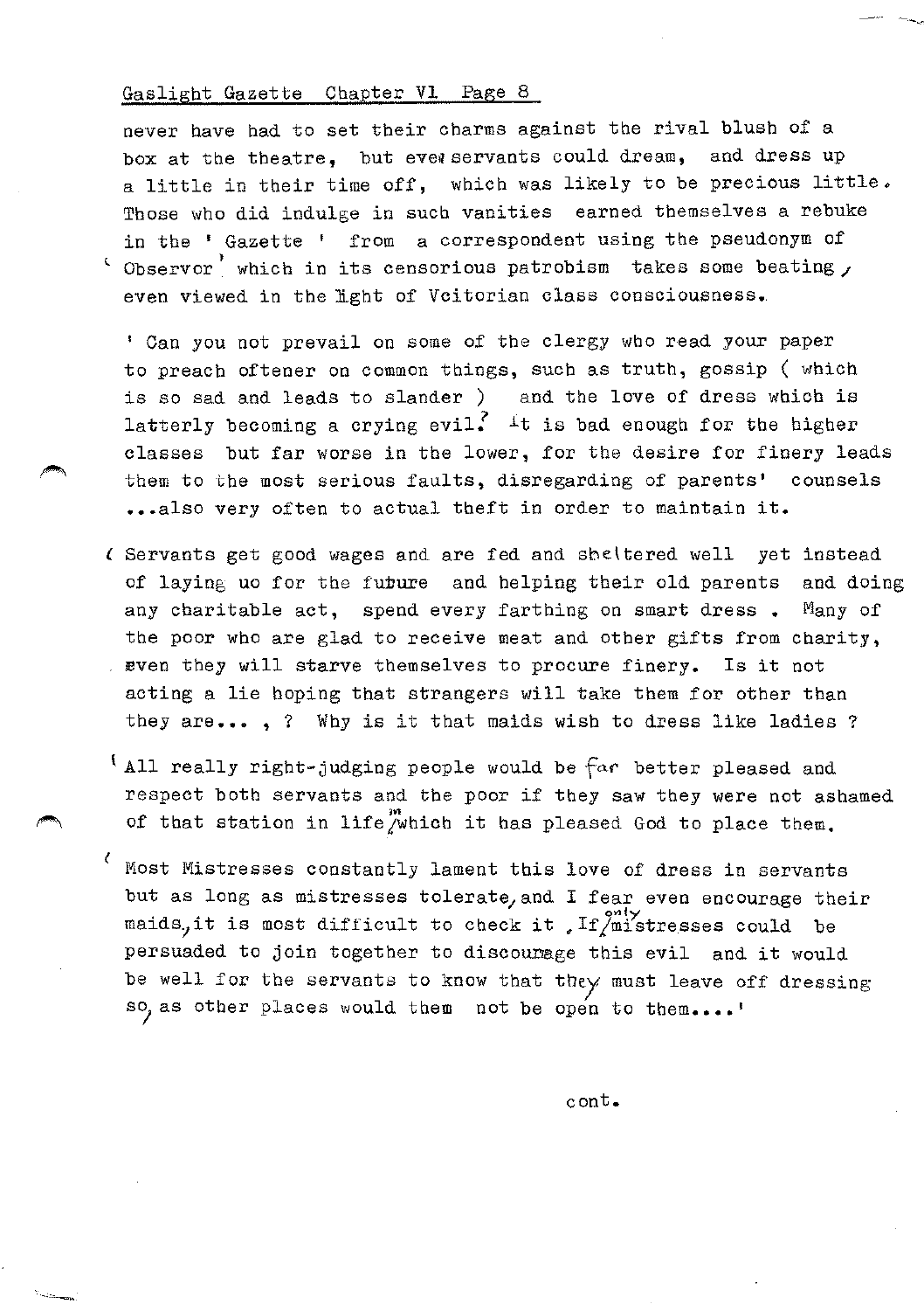never have had to set their charms against the rival blush of a box at the theatre, but even servants could dream, and dress up a little in their time off, which was likely to be precious little. Those who did indulge in such vanities earned themselves a rebuke in the ' Gazette ' from a correspondent using the pseudonym of ' Observor ' which in its censorious patrobism takes some beating, even viewed in the light of Vcitorian class consciousness.

' Can you not prevail on some of the clergy who read your paper to preach oftener on common things, such as truth, gossip ( which is so sad and leads to slander ) and the love of dress which is latterly becoming a crying evil? It is bad enough for the higher classes but far worse in the lower, for the desire for finery leads them to the most serious faults, disregarding of parents' counsels ...also very often to actual theft in order to maintain it.

' Servants get good wages and are fed and sheltered well yet instead of laying uo for the future and helping their old parents and doing any charitable act, spend every farthing on smart dress . Many of the poor who are glad to receive meat and other gifts from charity, even they will starve themselves to procure finery. Is it not acting a lie hoping that strangers will take them for other than they are... , ? Why is it that maids wish to dress like ladies ?

' All really right-judging people would be far better pleased and respect both servants and the poor if they saw they were not ashamed of that station in life in which it has pleased God to place them.

' Most Mistresses constantly lament this love of dress in servants but as long as mistresses tolerate, and I fear even encourage their maids, it is most difficult to check it . If only mistresses could be persuaded to join together to discourage this evil and it would be well for the servants to know that they must leave off dressing so, as other places would them not be open to them....'

cont.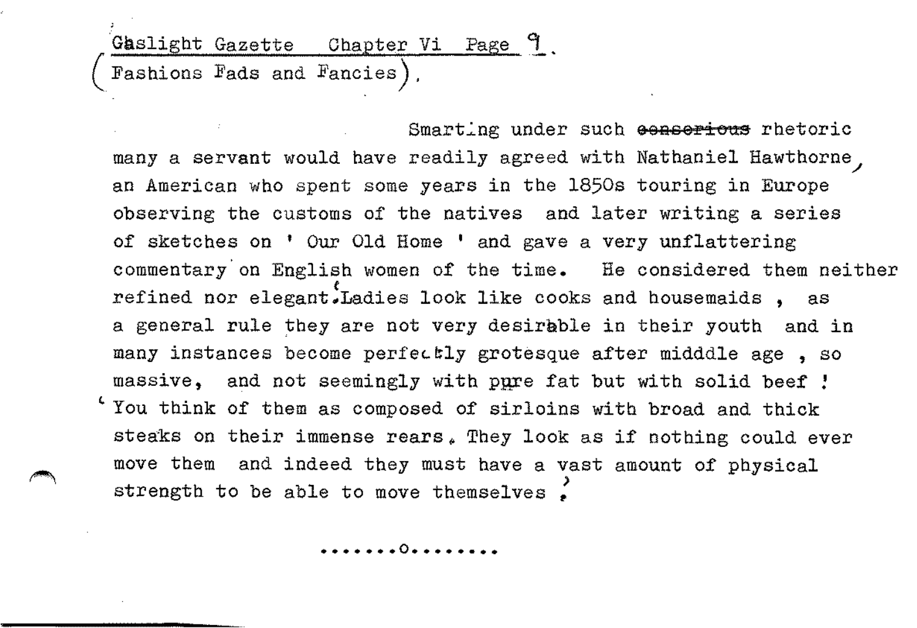Smarting under such ~~consorious~~ rhetoric many a servant would have readily agreed with Nathaniel Hawthorne, an American who spent some years in the 1850s touring in Europe observing the customs of the natives and later writing a series of sketches on ' Our Old Home ' and gave a very unflattering commentary on English women of the time. He considered them neither refined nor elegant. 'Ladies look like cooks and housemaids , as a general rule they are not very desirable in their youth and in many instances become perfectly grotesque after midddle age , so massive, and not seemingly with pure fat but with solid beef ! You think of them as composed of sirloins with broad and thick steaks on their immense rears. They look as if nothing could ever move them and indeed they must have a vast amount of physical strength to be able to move themselves .'

........o........